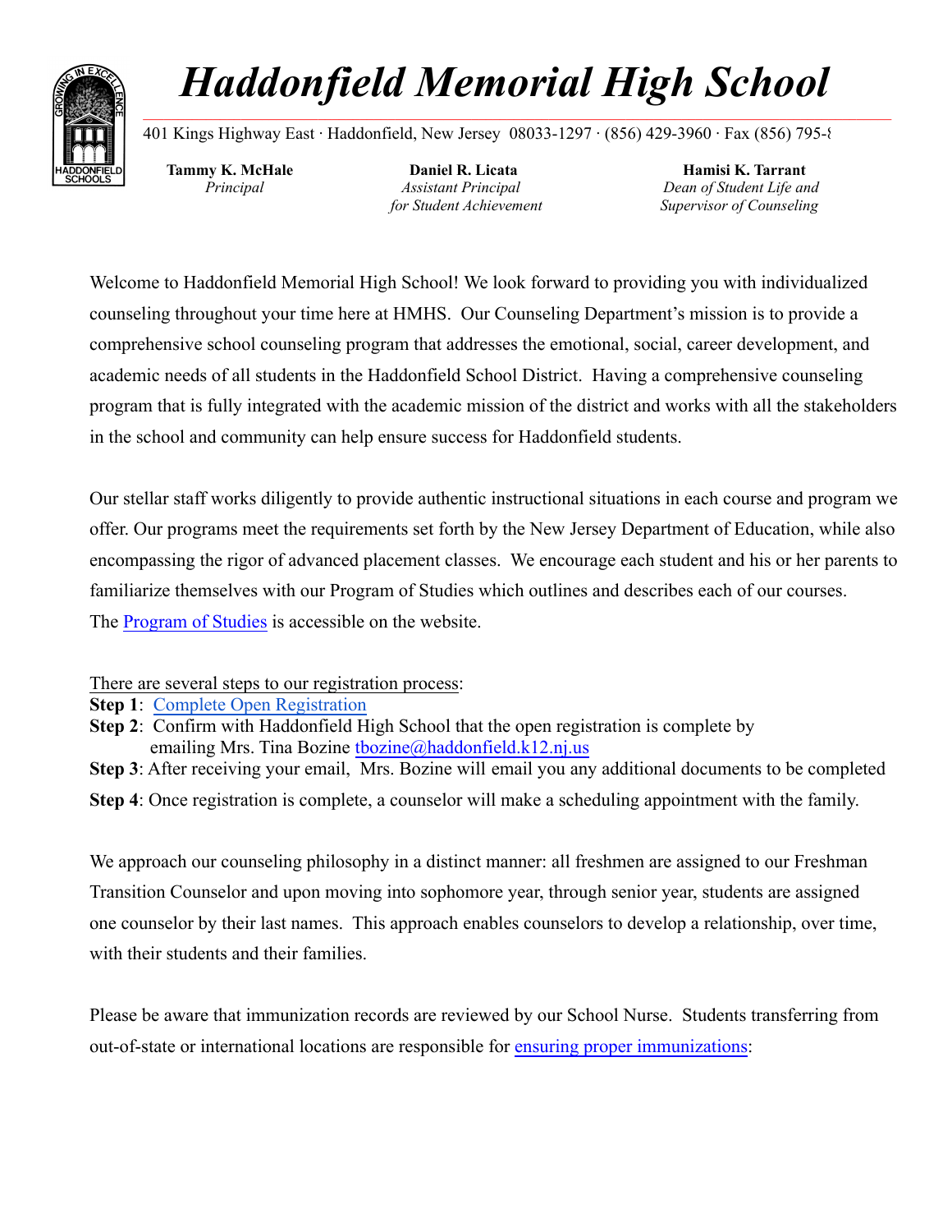# *Haddonfield Memorial High School*

401 Kings Highway East · Haddonfield, New Jersey 08033-1297 · (856) 429-3960 · Fax (856) 795-8

**Tammy K. McHale**
*Principal*

**Daniel R. Licata**
*Assistant Principal for Student Achievement*

**Hamisi K. Tarrant**
*Dean of Student Life and Supervisor of Counseling*

Welcome to Haddonfield Memorial High School! We look forward to providing you with individualized counseling throughout your time here at HMHS. Our Counseling Department's mission is to provide a comprehensive school counseling program that addresses the emotional, social, career development, and academic needs of all students in the Haddonfield School District. Having a comprehensive counseling program that is fully integrated with the academic mission of the district and works with all the stakeholders in the school and community can help ensure success for Haddonfield students.

Our stellar staff works diligently to provide authentic instructional situations in each course and program we offer. Our programs meet the requirements set forth by the New Jersey Department of Education, while also encompassing the rigor of advanced placement classes. We encourage each student and his or her parents to familiarize themselves with our Program of Studies which outlines and describes each of our courses. The Program of Studies is accessible on the website.

There are several steps to our registration process:

**Step 1**: Complete Open Registration
**Step 2**: Confirm with Haddonfield High School that the open registration is complete by emailing Mrs. Tina Bozine tbozine@haddonfield.k12.nj.us
**Step 3**: After receiving your email, Mrs. Bozine will email you any additional documents to be completed
**Step 4**: Once registration is complete, a counselor will make a scheduling appointment with the family.

We approach our counseling philosophy in a distinct manner: all freshmen are assigned to our Freshman Transition Counselor and upon moving into sophomore year, through senior year, students are assigned one counselor by their last names. This approach enables counselors to develop a relationship, over time, with their students and their families.

Please be aware that immunization records are reviewed by our School Nurse. Students transferring from out-of-state or international locations are responsible for ensuring proper immunizations: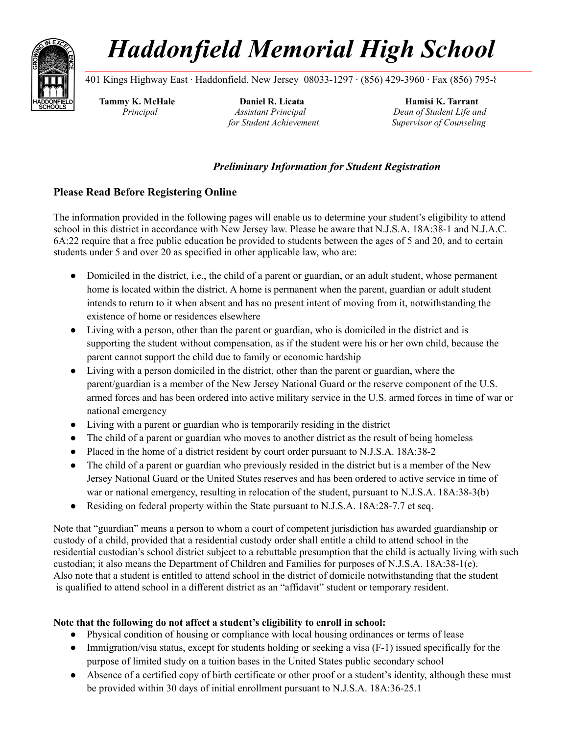# Haddonfield Memorial High School

401 Kings Highway East · Haddonfield, New Jersey 08033-1297 · (856) 429-3960 · Fax (856) 795-8

**Tammy K. McHale**
*Principal*

**Daniel R. Licata**
*Assistant Principal for Student Achievement*

**Hamisi K. Tarrant**
*Dean of Student Life and Supervisor of Counseling*

### *Preliminary Information for Student Registration*

## Please Read Before Registering Online

The information provided in the following pages will enable us to determine your student's eligibility to attend school in this district in accordance with New Jersey law. Please be aware that N.J.S.A. 18A:38-1 and N.J.A.C. 6A:22 require that a free public education be provided to students between the ages of 5 and 20, and to certain students under 5 and over 20 as specified in other applicable law, who are:

- Domiciled in the district, i.e., the child of a parent or guardian, or an adult student, whose permanent home is located within the district. A home is permanent when the parent, guardian or adult student intends to return to it when absent and has no present intent of moving from it, notwithstanding the existence of home or residences elsewhere
- Living with a person, other than the parent or guardian, who is domiciled in the district and is supporting the student without compensation, as if the student were his or her own child, because the parent cannot support the child due to family or economic hardship
- Living with a person domiciled in the district, other than the parent or guardian, where the parent/guardian is a member of the New Jersey National Guard or the reserve component of the U.S. armed forces and has been ordered into active military service in the U.S. armed forces in time of war or national emergency
- Living with a parent or guardian who is temporarily residing in the district
- The child of a parent or guardian who moves to another district as the result of being homeless
- Placed in the home of a district resident by court order pursuant to N.J.S.A. 18A:38-2
- The child of a parent or guardian who previously resided in the district but is a member of the New Jersey National Guard or the United States reserves and has been ordered to active service in time of war or national emergency, resulting in relocation of the student, pursuant to N.J.S.A. 18A:38-3(b)
- Residing on federal property within the State pursuant to N.J.S.A. 18A:28-7.7 et seq.

Note that "guardian" means a person to whom a court of competent jurisdiction has awarded guardianship or custody of a child, provided that a residential custody order shall entitle a child to attend school in the residential custodian's school district subject to a rebuttable presumption that the child is actually living with such custodian; it also means the Department of Children and Families for purposes of N.J.S.A. 18A:38-1(e). Also note that a student is entitled to attend school in the district of domicile notwithstanding that the student is qualified to attend school in a different district as an "affidavit" student or temporary resident.

**Note that the following do not affect a student's eligibility to enroll in school:**

- Physical condition of housing or compliance with local housing ordinances or terms of lease
- Immigration/visa status, except for students holding or seeking a visa (F-1) issued specifically for the purpose of limited study on a tuition bases in the United States public secondary school
- Absence of a certified copy of birth certificate or other proof or a student's identity, although these must be provided within 30 days of initial enrollment pursuant to N.J.S.A. 18A:36-25.1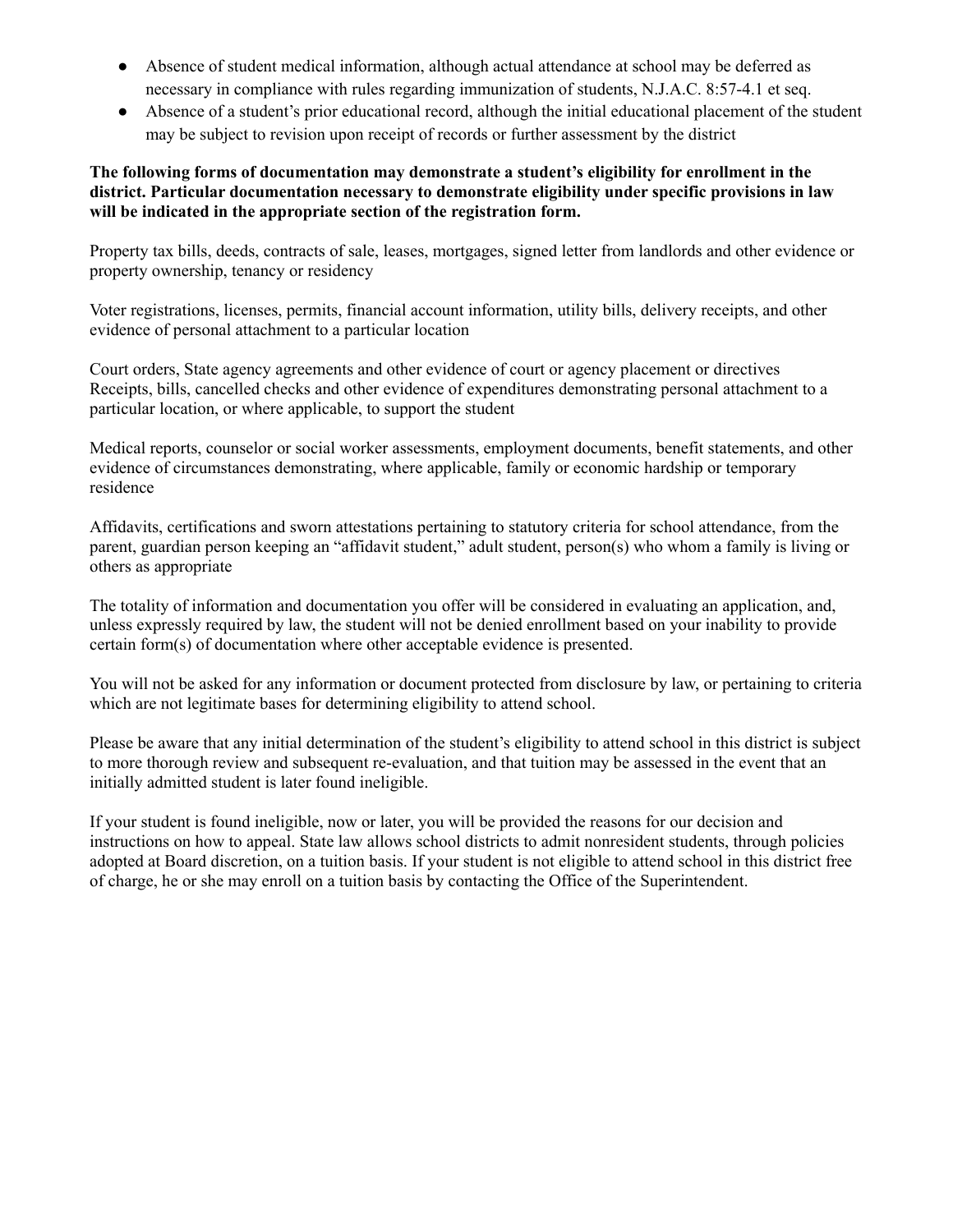- Absence of student medical information, although actual attendance at school may be deferred as necessary in compliance with rules regarding immunization of students, N.J.A.C. 8:57-4.1 et seq.
- Absence of a student's prior educational record, although the initial educational placement of the student may be subject to revision upon receipt of records or further assessment by the district

**The following forms of documentation may demonstrate a student's eligibility for enrollment in the district. Particular documentation necessary to demonstrate eligibility under specific provisions in law will be indicated in the appropriate section of the registration form.**

Property tax bills, deeds, contracts of sale, leases, mortgages, signed letter from landlords and other evidence or property ownership, tenancy or residency

Voter registrations, licenses, permits, financial account information, utility bills, delivery receipts, and other evidence of personal attachment to a particular location

Court orders, State agency agreements and other evidence of court or agency placement or directives
Receipts, bills, cancelled checks and other evidence of expenditures demonstrating personal attachment to a particular location, or where applicable, to support the student

Medical reports, counselor or social worker assessments, employment documents, benefit statements, and other evidence of circumstances demonstrating, where applicable, family or economic hardship or temporary residence

Affidavits, certifications and sworn attestations pertaining to statutory criteria for school attendance, from the parent, guardian person keeping an "affidavit student," adult student, person(s) who whom a family is living or others as appropriate

The totality of information and documentation you offer will be considered in evaluating an application, and, unless expressly required by law, the student will not be denied enrollment based on your inability to provide certain form(s) of documentation where other acceptable evidence is presented.

You will not be asked for any information or document protected from disclosure by law, or pertaining to criteria which are not legitimate bases for determining eligibility to attend school.

Please be aware that any initial determination of the student's eligibility to attend school in this district is subject to more thorough review and subsequent re-evaluation, and that tuition may be assessed in the event that an initially admitted student is later found ineligible.

If your student is found ineligible, now or later, you will be provided the reasons for our decision and instructions on how to appeal. State law allows school districts to admit nonresident students, through policies adopted at Board discretion, on a tuition basis. If your student is not eligible to attend school in this district free of charge, he or she may enroll on a tuition basis by contacting the Office of the Superintendent.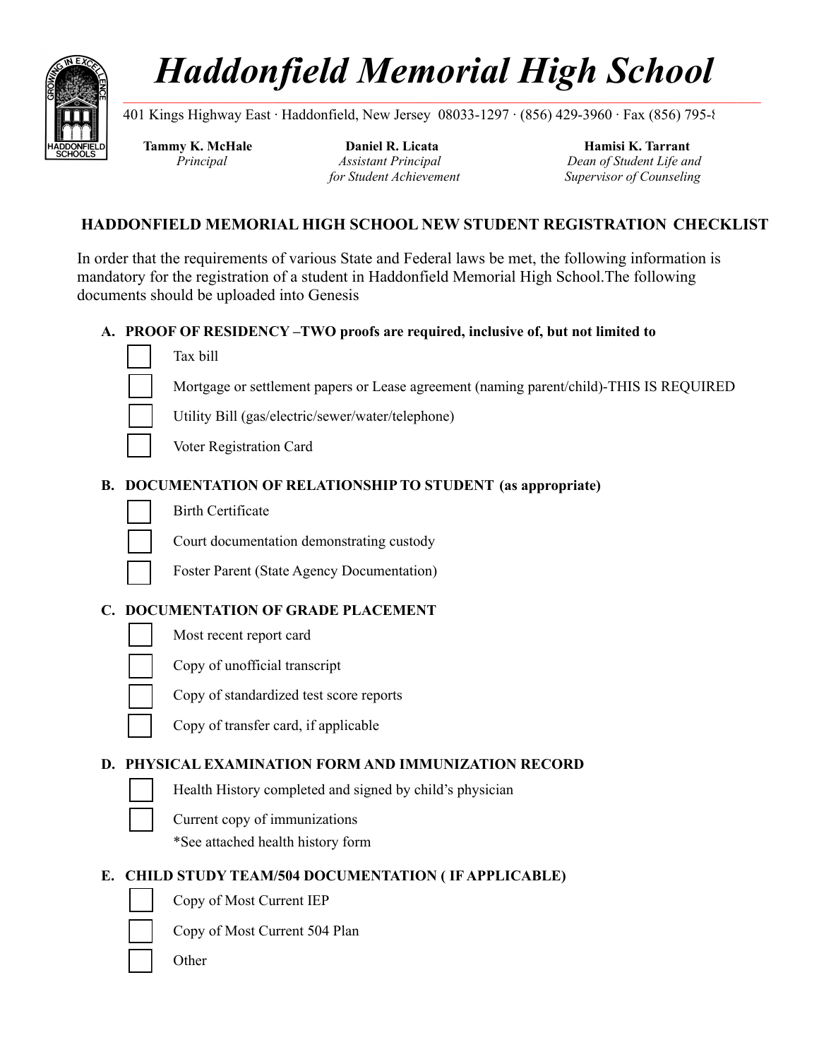# Haddonfield Memorial High School

401 Kings Highway East · Haddonfield, New Jersey 08033-1297 · (856) 429-3960 · Fax (856) 795-8

**Tammy K. McHale**
*Principal*

**Daniel R. Licata**
*Assistant Principal for Student Achievement*

**Hamisi K. Tarrant**
*Dean of Student Life and Supervisor of Counseling*

## HADDONFIELD MEMORIAL HIGH SCHOOL NEW STUDENT REGISTRATION CHECKLIST

In order that the requirements of various State and Federal laws be met, the following information is mandatory for the registration of a student in Haddonfield Memorial High School.The following documents should be uploaded into Genesis

**A. PROOF OF RESIDENCY –TWO proofs are required, inclusive of, but not limited to**

- [ ] Tax bill
- [ ] Mortgage or settlement papers or Lease agreement (naming parent/child)-THIS IS REQUIRED
- [ ] Utility Bill (gas/electric/sewer/water/telephone)
- [ ] Voter Registration Card

**B. DOCUMENTATION OF RELATIONSHIP TO STUDENT (as appropriate)**

- [ ] Birth Certificate
- [ ] Court documentation demonstrating custody
- [ ] Foster Parent (State Agency Documentation)

**C. DOCUMENTATION OF GRADE PLACEMENT**

- [ ] Most recent report card
- [ ] Copy of unofficial transcript
- [ ] Copy of standardized test score reports
- [ ] Copy of transfer card, if applicable

**D. PHYSICAL EXAMINATION FORM AND IMMUNIZATION RECORD**

- [ ] Health History completed and signed by child's physician
- [ ] Current copy of immunizations

*See attached health history form

**E. CHILD STUDY TEAM/504 DOCUMENTATION ( IF APPLICABLE)**

- [ ] Copy of Most Current IEP
- [ ] Copy of Most Current 504 Plan
- [ ] Other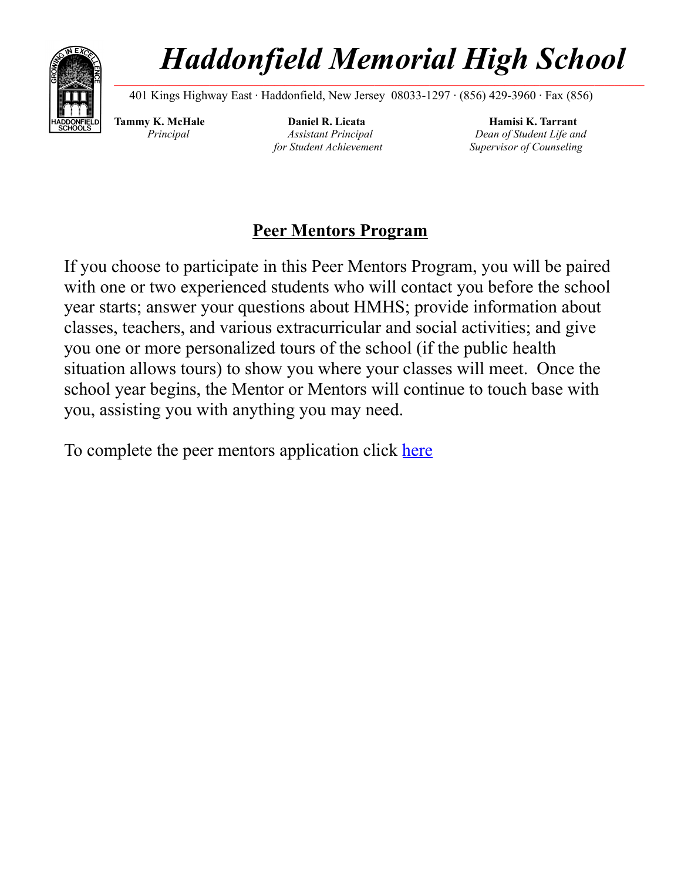# *Haddonfield Memorial High School*

401 Kings Highway East · Haddonfield, New Jersey 08033-1297 · (856) 429-3960 · Fax (856)

**Tammy K. McHale**
*Principal*

**Daniel R. Licata**
*Assistant Principal for Student Achievement*

**Hamisi K. Tarrant**
*Dean of Student Life and Supervisor of Counseling*

## **Peer Mentors Program**

If you choose to participate in this Peer Mentors Program, you will be paired with one or two experienced students who will contact you before the school year starts; answer your questions about HMHS; provide information about classes, teachers, and various extracurricular and social activities; and give you one or more personalized tours of the school (if the public health situation allows tours) to show you where your classes will meet. Once the school year begins, the Mentor or Mentors will continue to touch base with you, assisting you with anything you may need.

To complete the peer mentors application click here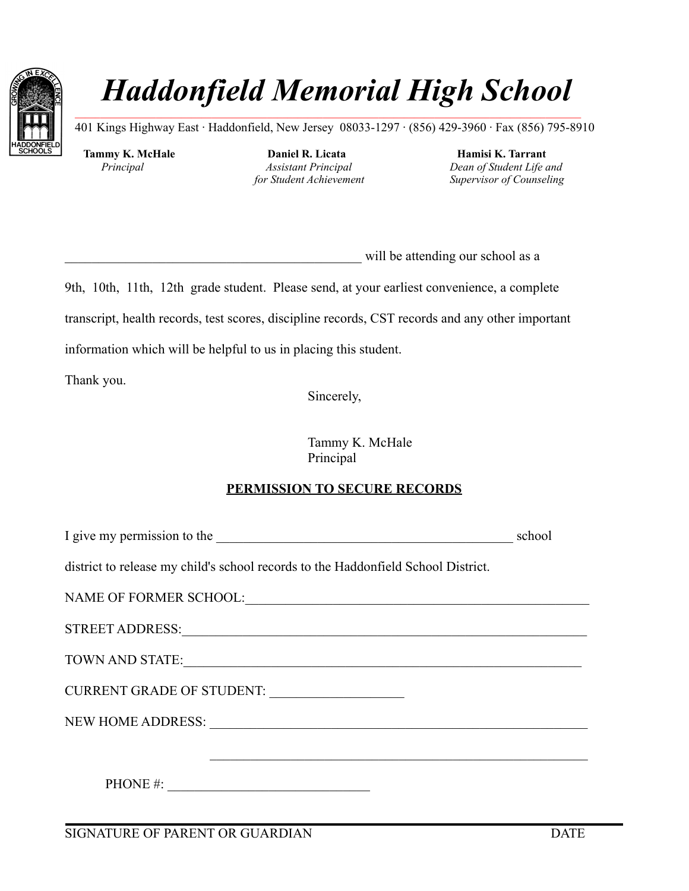# *Haddonfield Memorial High School*

401 Kings Highway East · Haddonfield, New Jersey 08033-1297 · (856) 429-3960 · Fax (856) 795-8910

**Tammy K. McHale**
*Principal*

**Daniel R. Licata**
*Assistant Principal for Student Achievement*

**Hamisi K. Tarrant**
*Dean of Student Life and Supervisor of Counseling*

_____________________________________________ will be attending our school as a

9th, 10th, 11th, 12th grade student. Please send, at your earliest convenience, a complete transcript, health records, test scores, discipline records, CST records and any other important information which will be helpful to us in placing this student.

Thank you.

Sincerely,

Tammy K. McHale
Principal

**PERMISSION TO SECURE RECORDS**

I give my permission to the _____________________________________________ school district to release my child's school records to the Haddonfield School District.

NAME OF FORMER SCHOOL:_____________________________________________________

STREET ADDRESS:__________________________________________________________

TOWN AND STATE:_________________________________________________________

CURRENT GRADE OF STUDENT: ___________________

NEW HOME ADDRESS: _______________________________________________________

_______________________________________________________

PHONE #: ______________________________

SIGNATURE OF PARENT OR GUARDIAN DATE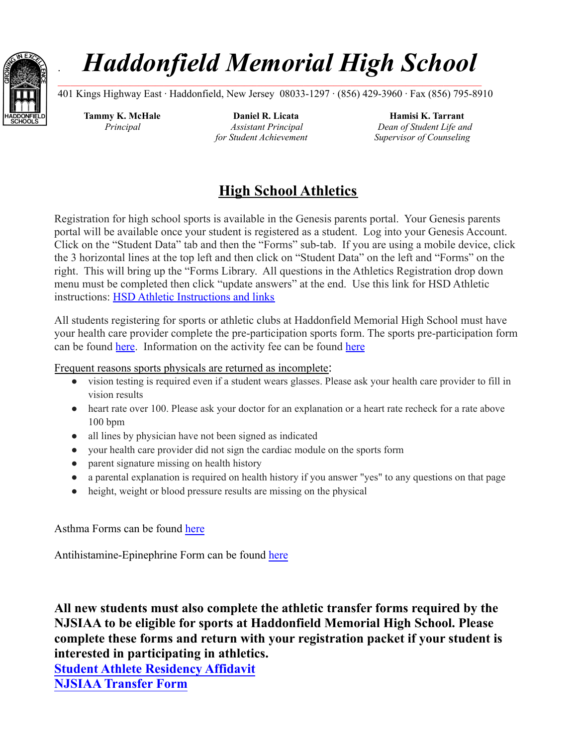# *Haddonfield Memorial High School*

401 Kings Highway East · Haddonfield, New Jersey 08033-1297 · (856) 429-3960 · Fax (856) 795-8910

**Tammy K. McHale**
*Principal*

**Daniel R. Licata**
*Assistant Principal for Student Achievement*

**Hamisi K. Tarrant**
*Dean of Student Life and Supervisor of Counseling*

## High School Athletics

Registration for high school sports is available in the Genesis parents portal. Your Genesis parents portal will be available once your student is registered as a student. Log into your Genesis Account. Click on the "Student Data" tab and then the "Forms" sub-tab. If you are using a mobile device, click the 3 horizontal lines at the top left and then click on "Student Data" on the left and "Forms" on the right. This will bring up the "Forms Library. All questions in the Athletics Registration drop down menu must be completed then click "update answers" at the end. Use this link for HSD Athletic instructions: HSD Athletic Instructions and links

All students registering for sports or athletic clubs at Haddonfield Memorial High School must have your health care provider complete the pre-participation sports form. The sports pre-participation form can be found here. Information on the activity fee can be found here

Frequent reasons sports physicals are returned as incomplete:

- vision testing is required even if a student wears glasses. Please ask your health care provider to fill in vision results
- heart rate over 100. Please ask your doctor for an explanation or a heart rate recheck for a rate above 100 bpm
- all lines by physician have not been signed as indicated
- your health care provider did not sign the cardiac module on the sports form
- parent signature missing on health history
- a parental explanation is required on health history if you answer "yes" to any questions on that page
- height, weight or blood pressure results are missing on the physical

Asthma Forms can be found here

Antihistamine-Epinephrine Form can be found here

**All new students must also complete the athletic transfer forms required by the NJSIAA to be eligible for sports at Haddonfield Memorial High School. Please complete these forms and return with your registration packet if your student is interested in participating in athletics.**
**Student Athlete Residency Affidavit**
**NJSIAA Transfer Form**